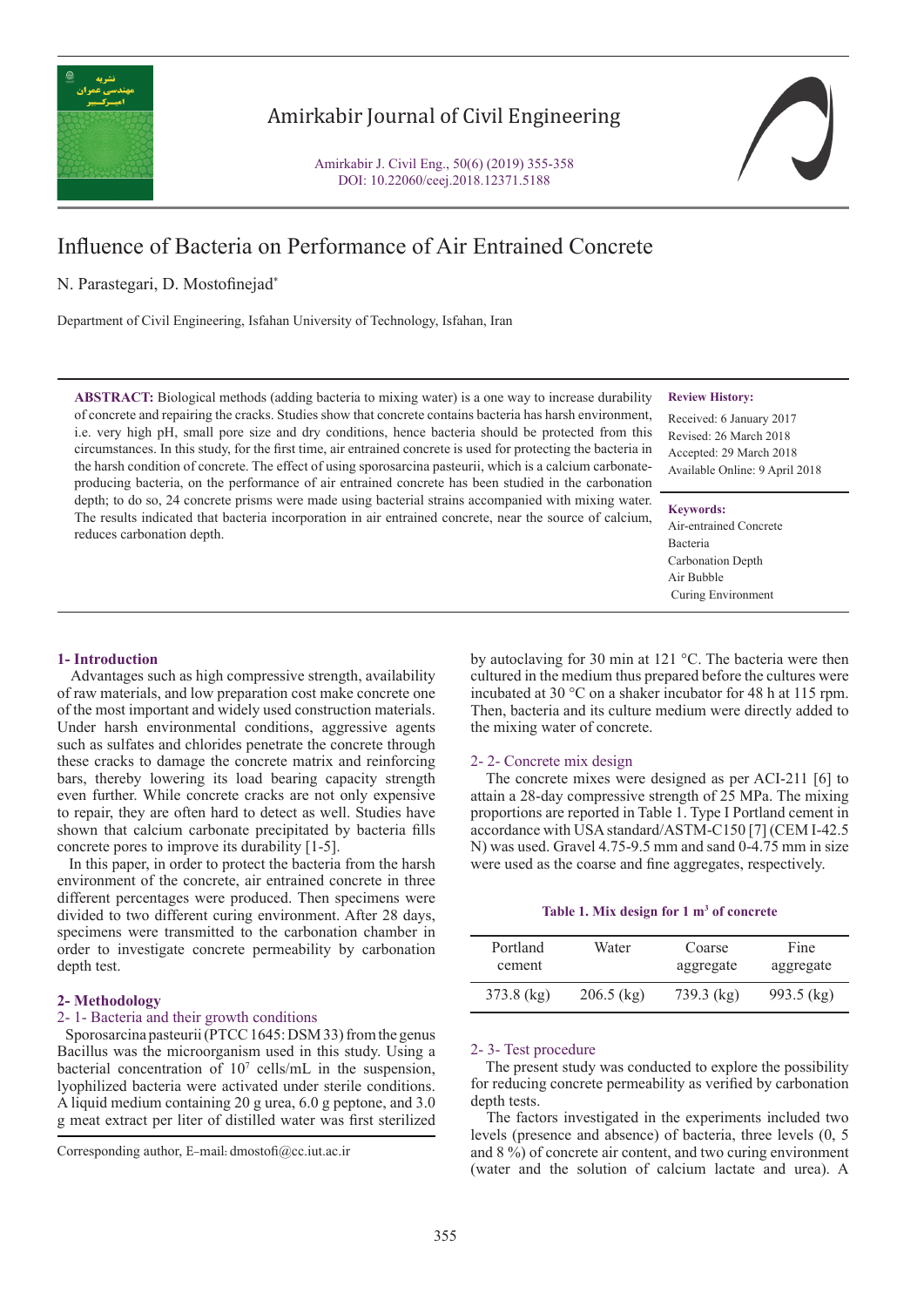# Influence of Bacteria on Performance of Air Entrained Concrete

N. Parastegari, D. Mostofinejad*

Department of Civil Engineering, Isfahan University of Technology, Isfahan, Iran

**ABSTRACT:** Biological methods (adding bacteria to mixing water) is a one way to increase durability of concrete and repairing the cracks. Studies show that concrete contains bacteria has harsh environment, i.e. very high pH, small pore size and dry conditions, hence bacteria should be protected from this circumstances. In this study, for the first time, air entrained concrete is used for protecting the bacteria in the harsh condition of concrete. The effect of using sporosarcina pasteurii, which is a calcium carbonate-producing bacteria, on the performance of air entrained concrete has been studied in the carbonation depth; to do so, 24 concrete prisms were made using bacterial strains accompanied with mixing water. The results indicated that bacteria incorporation in air entrained concrete, near the source of calcium, reduces carbonation depth.

**Review History:**

Received: 6 January 2017
Revised: 26 March 2018
Accepted: 29 March 2018
Available Online: 9 April 2018

**Keywords:**

Air-entrained Concrete
Bacteria
Carbonation Depth
Air Bubble
Curing Environment

## 1- Introduction

Advantages such as high compressive strength, availability of raw materials, and low preparation cost make concrete one of the most important and widely used construction materials. Under harsh environmental conditions, aggressive agents such as sulfates and chlorides penetrate the concrete through these cracks to damage the concrete matrix and reinforcing bars, thereby lowering its load bearing capacity strength even further. While concrete cracks are not only expensive to repair, they are often hard to detect as well. Studies have shown that calcium carbonate precipitated by bacteria fills concrete pores to improve its durability [1-5].

In this paper, in order to protect the bacteria from the harsh environment of the concrete, air entrained concrete in three different percentages were produced. Then specimens were divided to two different curing environment. After 28 days, specimens were transmitted to the carbonation chamber in order to investigate concrete permeability by carbonation depth test.

## 2- Methodology

### 2- 1- Bacteria and their growth conditions

Sporosarcina pasteurii (PTCC 1645: DSM 33) from the genus Bacillus was the microorganism used in this study. Using a bacterial concentration of $10^7$ cells/mL in the suspension, lyophilized bacteria were activated under sterile conditions. A liquid medium containing 20 g urea, 6.0 g peptone, and 3.0 g meat extract per liter of distilled water was first sterilized by autoclaving for 30 min at 121 °C. The bacteria were then cultured in the medium thus prepared before the cultures were incubated at 30 °C on a shaker incubator for 48 h at 115 rpm. Then, bacteria and its culture medium were directly added to the mixing water of concrete.

### 2- 2- Concrete mix design

The concrete mixes were designed as per ACI-211 [6] to attain a 28-day compressive strength of 25 MPa. The mixing proportions are reported in Table 1. Type I Portland cement in accordance with USA standard/ASTM-C150 [7] (CEM I-42.5 N) was used. Gravel 4.75-9.5 mm and sand 0-4.75 mm in size were used as the coarse and fine aggregates, respectively.

**Table 1. Mix design for 1 m$^3$ of concrete**

| Portland cement | Water | Coarse aggregate | Fine aggregate |
|---|---|---|---|
| 373.8 (kg) | 206.5 (kg) | 739.3 (kg) | 993.5 (kg) |

### 2- 3- Test procedure

The present study was conducted to explore the possibility for reducing concrete permeability as verified by carbonation depth tests.

The factors investigated in the experiments included two levels (presence and absence) of bacteria, three levels (0, 5 and 8 %) of concrete air content, and two curing environment (water and the solution of calcium lactate and urea). A

Corresponding author, E-mail: dmostofi@cc.iut.ac.ir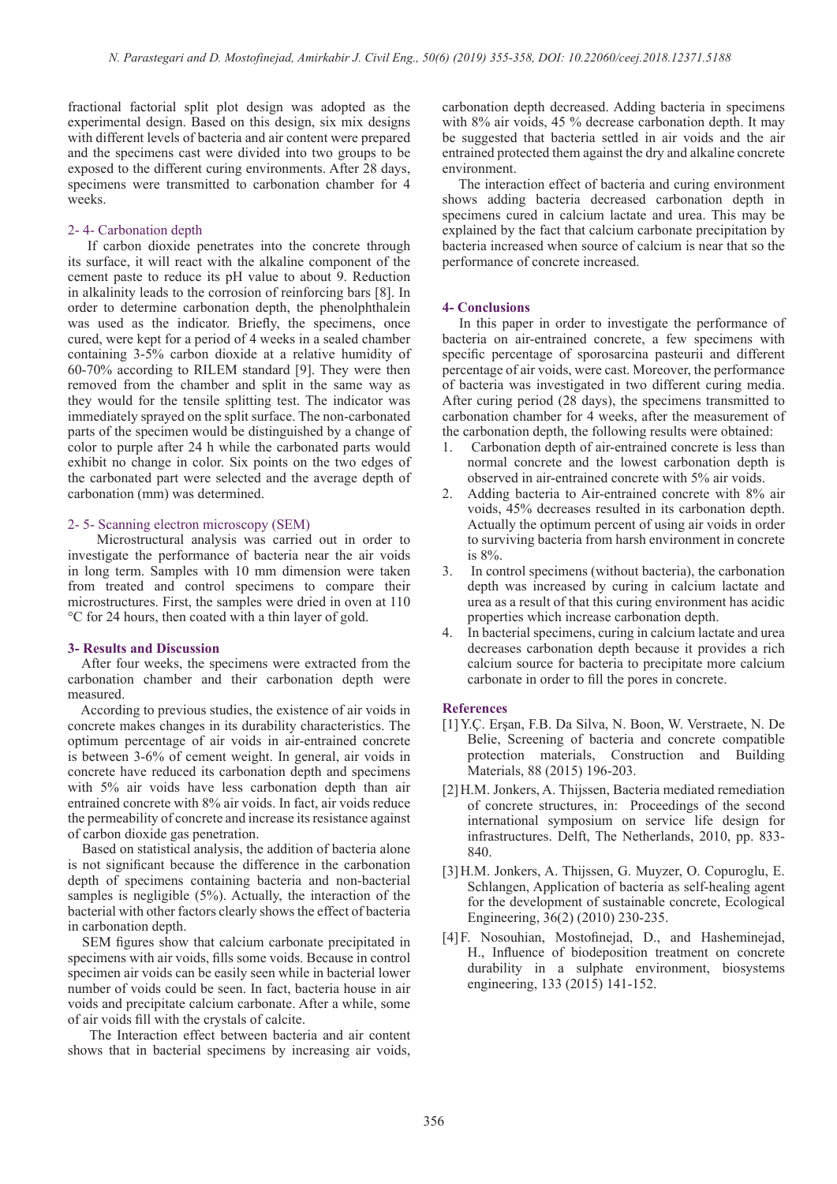fractional factorial split plot design was adopted as the experimental design. Based on this design, six mix designs with different levels of bacteria and air content were prepared and the specimens cast were divided into two groups to be exposed to the different curing environments. After 28 days, specimens were transmitted to carbonation chamber for 4 weeks.

### 2- 4- Carbonation depth

If carbon dioxide penetrates into the concrete through its surface, it will react with the alkaline component of the cement paste to reduce its pH value to about 9. Reduction in alkalinity leads to the corrosion of reinforcing bars [8]. In order to determine carbonation depth, the phenolphthalein was used as the indicator. Briefly, the specimens, once cured, were kept for a period of 4 weeks in a sealed chamber containing 3-5% carbon dioxide at a relative humidity of 60-70% according to RILEM standard [9]. They were then removed from the chamber and split in the same way as they would for the tensile splitting test. The indicator was immediately sprayed on the split surface. The non-carbonated parts of the specimen would be distinguished by a change of color to purple after 24 h while the carbonated parts would exhibit no change in color. Six points on the two edges of the carbonated part were selected and the average depth of carbonation (mm) was determined.

### 2- 5- Scanning electron microscopy (SEM)

Microstructural analysis was carried out in order to investigate the performance of bacteria near the air voids in long term. Samples with 10 mm dimension were taken from treated and control specimens to compare their microstructures. First, the samples were dried in oven at 110 °C for 24 hours, then coated with a thin layer of gold.

## 3- Results and Discussion

After four weeks, the specimens were extracted from the carbonation chamber and their carbonation depth were measured.

According to previous studies, the existence of air voids in concrete makes changes in its durability characteristics. The optimum percentage of air voids in air-entrained concrete is between 3-6% of cement weight. In general, air voids in concrete have reduced its carbonation depth and specimens with 5% air voids have less carbonation depth than air entrained concrete with 8% air voids. In fact, air voids reduce the permeability of concrete and increase its resistance against of carbon dioxide gas penetration.

Based on statistical analysis, the addition of bacteria alone is not significant because the difference in the carbonation depth of specimens containing bacteria and non-bacterial samples is negligible (5%). Actually, the interaction of the bacterial with other factors clearly shows the effect of bacteria in carbonation depth.

SEM figures show that calcium carbonate precipitated in specimens with air voids, fills some voids. Because in control specimen air voids can be easily seen while in bacterial lower number of voids could be seen. In fact, bacteria house in air voids and precipitate calcium carbonate. After a while, some of air voids fill with the crystals of calcite.

The Interaction effect between bacteria and air content shows that in bacterial specimens by increasing air voids, carbonation depth decreased. Adding bacteria in specimens with 8% air voids, 45 % decrease carbonation depth. It may be suggested that bacteria settled in air voids and the air entrained protected them against the dry and alkaline concrete environment.

The interaction effect of bacteria and curing environment shows adding bacteria decreased carbonation depth in specimens cured in calcium lactate and urea. This may be explained by the fact that calcium carbonate precipitation by bacteria increased when source of calcium is near that so the performance of concrete increased.

## 4- Conclusions

In this paper in order to investigate the performance of bacteria on air-entrained concrete, a few specimens with specific percentage of sporosarcina pasteurii and different percentage of air voids, were cast. Moreover, the performance of bacteria was investigated in two different curing media. After curing period (28 days), the specimens transmitted to carbonation chamber for 4 weeks, after the measurement of the carbonation depth, the following results were obtained:

1. Carbonation depth of air-entrained concrete is less than normal concrete and the lowest carbonation depth is observed in air-entrained concrete with 5% air voids.
2. Adding bacteria to Air-entrained concrete with 8% air voids, 45% decreases resulted in its carbonation depth. Actually the optimum percent of using air voids in order to surviving bacteria from harsh environment in concrete is 8%.
3. In control specimens (without bacteria), the carbonation depth was increased by curing in calcium lactate and urea as a result of that this curing environment has acidic properties which increase carbonation depth.
4. In bacterial specimens, curing in calcium lactate and urea decreases carbonation depth because it provides a rich calcium source for bacteria to precipitate more calcium carbonate in order to fill the pores in concrete.

## References

[1] Y.Ç. Erşan, F.B. Da Silva, N. Boon, W. Verstraete, N. De Belie, Screening of bacteria and concrete compatible protection materials, Construction and Building Materials, 88 (2015) 196-203.

[2] H.M. Jonkers, A. Thijssen, Bacteria mediated remediation of concrete structures, in: Proceedings of the second international symposium on service life design for infrastructures. Delft, The Netherlands, 2010, pp. 833-840.

[3] H.M. Jonkers, A. Thijssen, G. Muyzer, O. Copuroglu, E. Schlangen, Application of bacteria as self-healing agent for the development of sustainable concrete, Ecological Engineering, 36(2) (2010) 230-235.

[4] F. Nosouhian, Mostofinejad, D., and Hasheminejad, H., Influence of biodeposition treatment on concrete durability in a sulphate environment, biosystems engineering, 133 (2015) 141-152.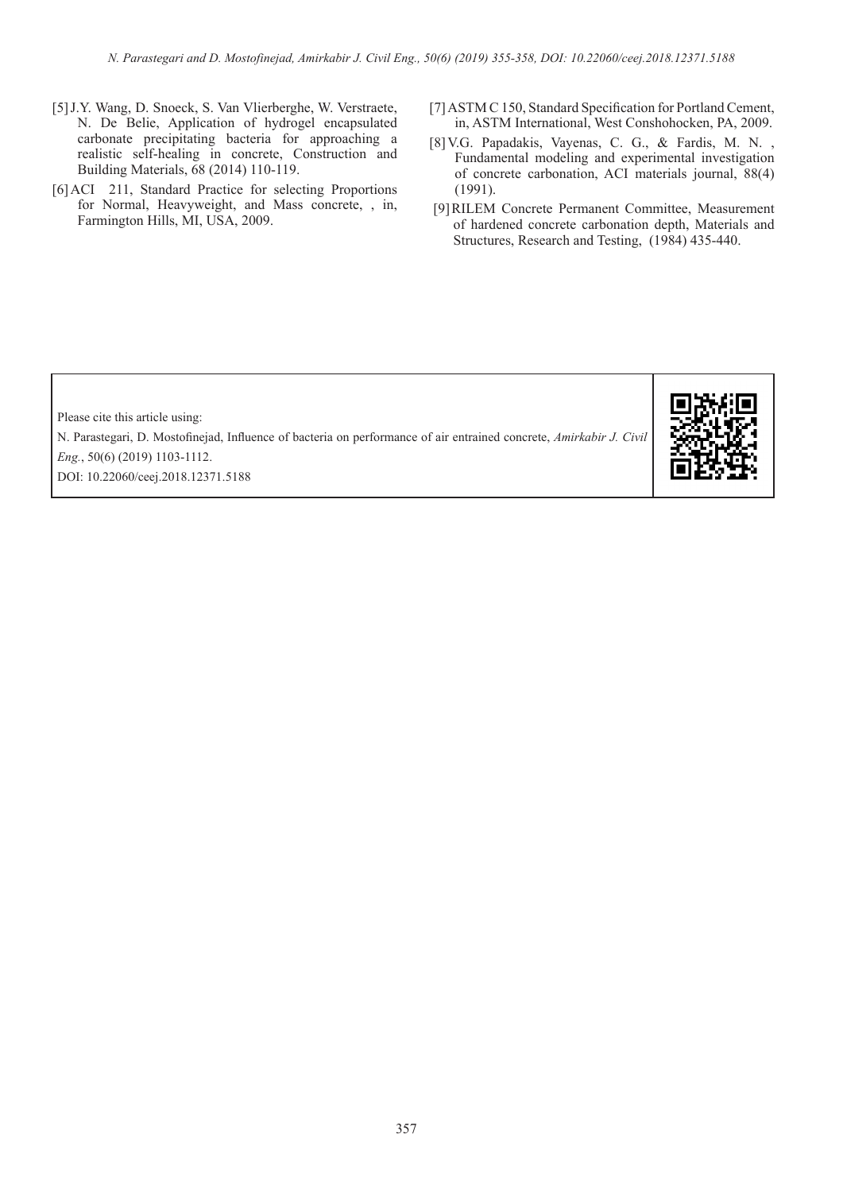[5] J.Y. Wang, D. Snoeck, S. Van Vlierberghe, W. Verstraete, N. De Belie, Application of hydrogel encapsulated carbonate precipitating bacteria for approaching a realistic self-healing in concrete, Construction and Building Materials, 68 (2014) 110-119.

[6] ACI 211, Standard Practice for selecting Proportions for Normal, Heavyweight, and Mass concrete, , in, Farmington Hills, MI, USA, 2009.

[7] ASTM C 150, Standard Specification for Portland Cement, in, ASTM International, West Conshohocken, PA, 2009.

[8] V.G. Papadakis, Vayenas, C. G., & Fardis, M. N. , Fundamental modeling and experimental investigation of concrete carbonation, ACI materials journal, 88(4) (1991).

[9] RILEM Concrete Permanent Committee, Measurement of hardened concrete carbonation depth, Materials and Structures, Research and Testing, (1984) 435-440.

Please cite this article using:

N. Parastegari, D. Mostofinejad, Influence of bacteria on performance of air entrained concrete, *Amirkabir J. Civil Eng.*, 50(6) (2019) 1103-1112.

DOI: 10.22060/ceej.2018.12371.5188